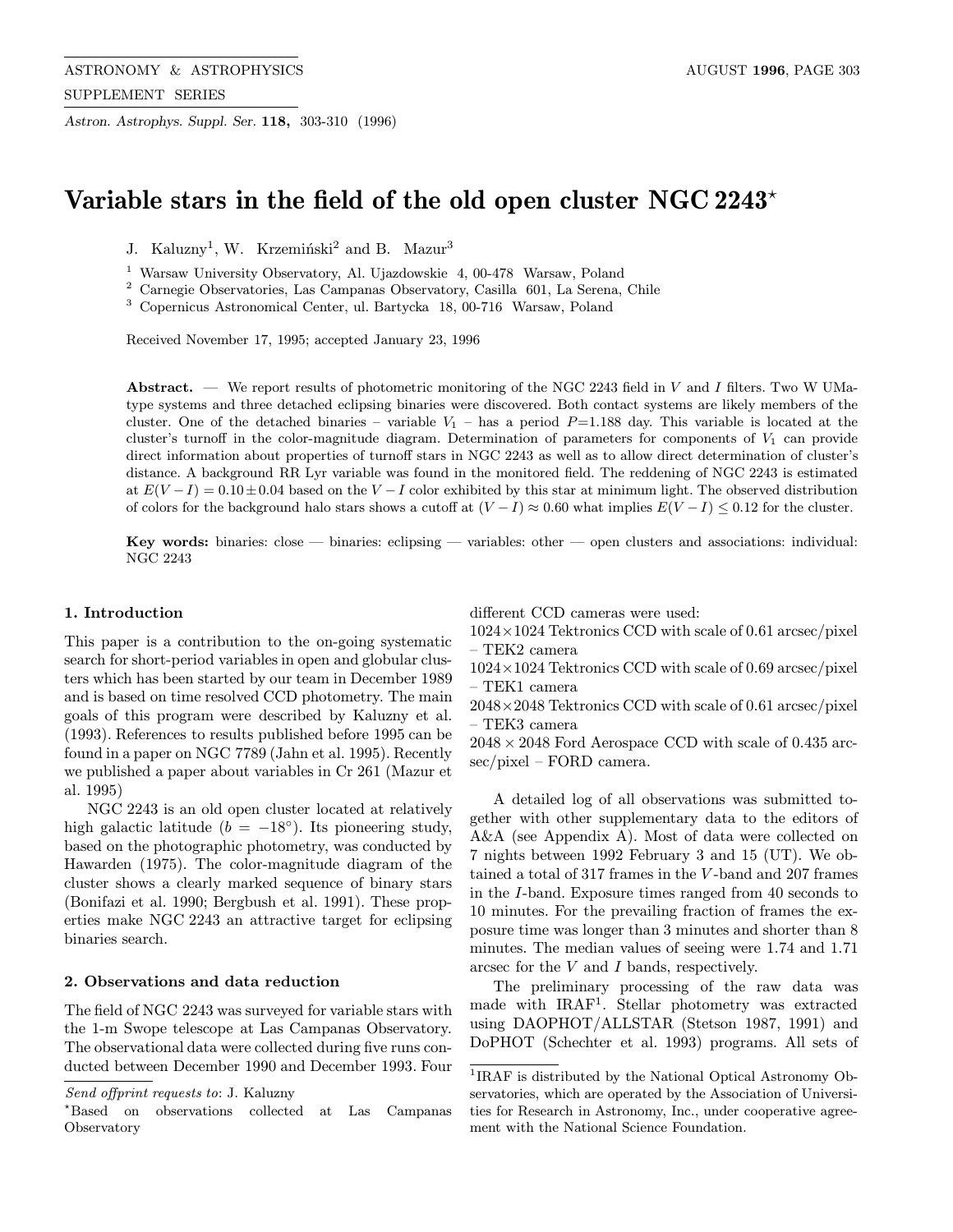# Variable stars in the field of the old open cluster NGC 2243*

J. Kaluzny[1], W. Krzemiński[2] and B. Mazur[3]

[1] Warsaw University Observatory, Al. Ujazdowskie 4, 00-478 Warsaw, Poland
[2] Carnegie Observatories, Las Campanas Observatory, Casilla 601, La Serena, Chile
[3] Copernicus Astronomical Center, ul. Bartycka 18, 00-716 Warsaw, Poland

Received November 17, 1995; accepted January 23, 1996

**Abstract.** — We report results of photometric monitoring of the NGC 2243 field in $V$ and $I$ filters. Two W UMa-type systems and three detached eclipsing binaries were discovered. Both contact systems are likely members of the cluster. One of the detached binaries – variable $V_1$ – has a period $P$=1.188 day. This variable is located at the cluster's turnoff in the color-magnitude diagram. Determination of parameters for components of $V_1$ can provide direct information about properties of turnoff stars in NGC 2243 as well as to allow direct determination of cluster's distance. A background RR Lyr variable was found in the monitored field. The reddening of NGC 2243 is estimated at $E(V-I) = 0.10 \pm 0.04$ based on the $V-I$ color exhibited by this star at minimum light. The observed distribution of colors for the background halo stars shows a cutoff at $(V-I) \approx 0.60$ what implies $E(V-I) \leq 0.12$ for the cluster.

**Key words:** binaries: close — binaries: eclipsing — variables: other — open clusters and associations: individual: NGC 2243

## 1. Introduction

This paper is a contribution to the on-going systematic search for short-period variables in open and globular clusters which has been started by our team in December 1989 and is based on time resolved CCD photometry. The main goals of this program were described by Kaluzny et al. (1993). References to results published before 1995 can be found in a paper on NGC 7789 (Jahn et al. 1995). Recently we published a paper about variables in Cr 261 (Mazur et al. 1995)

NGC 2243 is an old open cluster located at relatively high galactic latitude ($b = -18°$). Its pioneering study, based on the photographic photometry, was conducted by Hawarden (1975). The color-magnitude diagram of the cluster shows a clearly marked sequence of binary stars (Bonifazi et al. 1990; Bergbush et al. 1991). These properties make NGC 2243 an attractive target for eclipsing binaries search.

## 2. Observations and data reduction

The field of NGC 2243 was surveyed for variable stars with the 1-m Swope telescope at Las Campanas Observatory. The observational data were collected during five runs conducted between December 1990 and December 1993. Four different CCD cameras were used:

1024×1024 Tektronics CCD with scale of 0.61 arcsec/pixel – TEK2 camera
1024×1024 Tektronics CCD with scale of 0.69 arcsec/pixel – TEK1 camera
2048×2048 Tektronics CCD with scale of 0.61 arcsec/pixel – TEK3 camera
2048 × 2048 Ford Aerospace CCD with scale of 0.435 arcsec/pixel – FORD camera.

A detailed log of all observations was submitted together with other supplementary data to the editors of A&A (see Appendix A). Most of data were collected on 7 nights between 1992 February 3 and 15 (UT). We obtained a total of 317 frames in the $V$-band and 207 frames in the $I$-band. Exposure times ranged from 40 seconds to 10 minutes. For the prevailing fraction of frames the exposure time was longer than 3 minutes and shorter than 8 minutes. The median values of seeing were 1.74 and 1.71 arcsec for the $V$ and $I$ bands, respectively.

The preliminary processing of the raw data was made with IRAF[1]. Stellar photometry was extracted using DAOPHOT/ALLSTAR (Stetson 1987, 1991) and DoPHOT (Schechter et al. 1993) programs. All sets of

*Send offprint requests to*: J. Kaluzny

*Based on observations collected at Las Campanas Observatory

[1]IRAF is distributed by the National Optical Astronomy Observatories, which are operated by the Association of Universities for Research in Astronomy, Inc., under cooperative agreement with the National Science Foundation.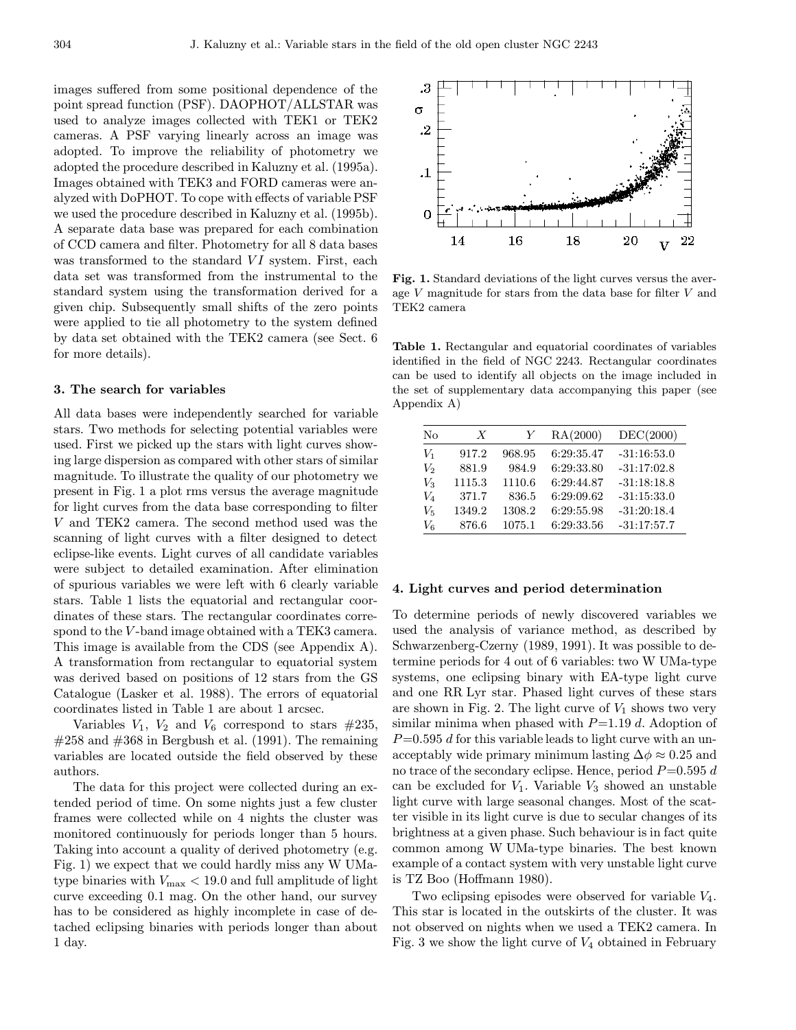images suffered from some positional dependence of the point spread function (PSF). DAOPHOT/ALLSTAR was used to analyze images collected with TEK1 or TEK2 cameras. A PSF varying linearly across an image was adopted. To improve the reliability of photometry we adopted the procedure described in Kaluzny et al. (1995a). Images obtained with TEK3 and FORD cameras were analyzed with DoPHOT. To cope with effects of variable PSF we used the procedure described in Kaluzny et al. (1995b). A separate data base was prepared for each combination of CCD camera and filter. Photometry for all 8 data bases was transformed to the standard $VI$ system. First, each data set was transformed from the instrumental to the standard system using the transformation derived for a given chip. Subsequently small shifts of the zero points were applied to tie all photometry to the system defined by data set obtained with the TEK2 camera (see Sect. 6 for more details).

### 3. The search for variables

All data bases were independently searched for variable stars. Two methods for selecting potential variables were used. First we picked up the stars with light curves showing large dispersion as compared with other stars of similar magnitude. To illustrate the quality of our photometry we present in Fig. 1 a plot rms versus the average magnitude for light curves from the data base corresponding to filter $V$ and TEK2 camera. The second method used was the scanning of light curves with a filter designed to detect eclipse-like events. Light curves of all candidate variables were subject to detailed examination. After elimination of spurious variables we were left with 6 clearly variable stars. Table 1 lists the equatorial and rectangular coordinates of these stars. The rectangular coordinates correspond to the $V$-band image obtained with a TEK3 camera. This image is available from the CDS (see Appendix A). A transformation from rectangular to equatorial system was derived based on positions of 12 stars from the GS Catalogue (Lasker et al. 1988). The errors of equatorial coordinates listed in Table 1 are about 1 arcsec.

Variables $V_1$, $V_2$ and $V_6$ correspond to stars #235, #258 and #368 in Bergbush et al. (1991). The remaining variables are located outside the field observed by these authors.

The data for this project were collected during an extended period of time. On some nights just a few cluster frames were collected while on 4 nights the cluster was monitored continuously for periods longer than 5 hours. Taking into account a quality of derived photometry (e.g. Fig. 1) we expect that we could hardly miss any W UMa-type binaries with $V_{\rm max} < 19.0$ and full amplitude of light curve exceeding 0.1 mag. On the other hand, our survey has to be considered as highly incomplete in case of detached eclipsing binaries with periods longer than about 1 day.

**Fig. 1.** Standard deviations of the light curves versus the average $V$ magnitude for stars from the data base for filter $V$ and TEK2 camera

**Table 1.** Rectangular and equatorial coordinates of variables identified in the field of NGC 2243. Rectangular coordinates can be used to identify all objects on the image included in the set of supplementary data accompanying this paper (see Appendix A)

| No | $X$ | $Y$ | RA(2000) | DEC(2000) |
|---|---|---|---|---|
| $V_1$ | 917.2 | 968.95 | 6:29:35.47 | -31:16:53.0 |
| $V_2$ | 881.9 | 984.9 | 6:29:33.80 | -31:17:02.8 |
| $V_3$ | 1115.3 | 1110.6 | 6:29:44.87 | -31:18:18.8 |
| $V_4$ | 371.7 | 836.5 | 6:29:09.62 | -31:15:33.0 |
| $V_5$ | 1349.2 | 1308.2 | 6:29:55.98 | -31:20:18.4 |
| $V_6$ | 876.6 | 1075.1 | 6:29:33.56 | -31:17:57.7 |

### 4. Light curves and period determination

To determine periods of newly discovered variables we used the analysis of variance method, as described by Schwarzenberg-Czerny (1989, 1991). It was possible to determine periods for 4 out of 6 variables: two W UMa-type systems, one eclipsing binary with EA-type light curve and one RR Lyr star. Phased light curves of these stars are shown in Fig. 2. The light curve of $V_1$ shows two very similar minima when phased with $P$=1.19 $d$. Adoption of $P$=0.595 $d$ for this variable leads to light curve with an unacceptably wide primary minimum lasting $\Delta\phi \approx 0.25$ and no trace of the secondary eclipse. Hence, period $P$=0.595 $d$ can be excluded for $V_1$. Variable $V_3$ showed an unstable light curve with large seasonal changes. Most of the scatter visible in its light curve is due to secular changes of its brightness at a given phase. Such behaviour is in fact quite common among W UMa-type binaries. The best known example of a contact system with very unstable light curve is TZ Boo (Hoffmann 1980).

Two eclipsing episodes were observed for variable $V_4$. This star is located in the outskirts of the cluster. It was not observed on nights when we used a TEK2 camera. In Fig. 3 we show the light curve of $V_4$ obtained in February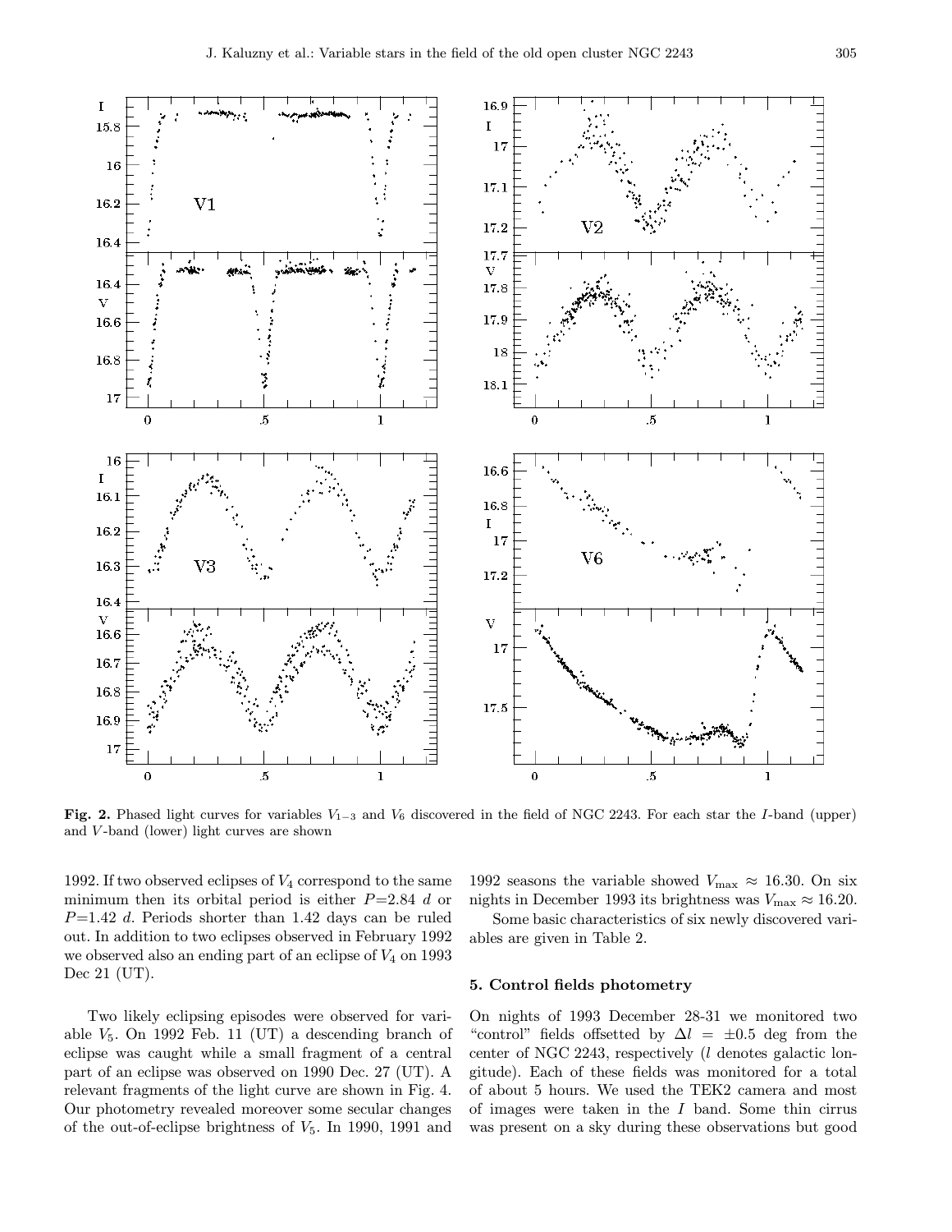**Fig. 2.** Phased light curves for variables $V_{1-3}$ and $V_6$ discovered in the field of NGC 2243. For each star the $I$-band (upper) and $V$-band (lower) light curves are shown

1992. If two observed eclipses of $V_4$ correspond to the same minimum then its orbital period is either $P$=2.84 $d$ or $P$=1.42 $d$. Periods shorter than 1.42 days can be ruled out. In addition to two eclipses observed in February 1992 we observed also an ending part of an eclipse of $V_4$ on 1993 Dec 21 (UT).

Two likely eclipsing episodes were observed for variable $V_5$. On 1992 Feb. 11 (UT) a descending branch of eclipse was caught while a small fragment of a central part of an eclipse was observed on 1990 Dec. 27 (UT). A relevant fragments of the light curve are shown in Fig. 4. Our photometry revealed moreover some secular changes of the out-of-eclipse brightness of $V_5$. In 1990, 1991 and 1992 seasons the variable showed $V_{\max} \approx 16.30$. On six nights in December 1993 its brightness was $V_{\max} \approx 16.20$.

Some basic characteristics of six newly discovered variables are given in Table 2.

## 5. Control fields photometry

On nights of 1993 December 28-31 we monitored two "control" fields offsetted by $\Delta l = \pm 0.5$ deg from the center of NGC 2243, respectively ($l$ denotes galactic longitude). Each of these fields was monitored for a total of about 5 hours. We used the TEK2 camera and most of images were taken in the $I$ band. Some thin cirrus was present on a sky during these observations but good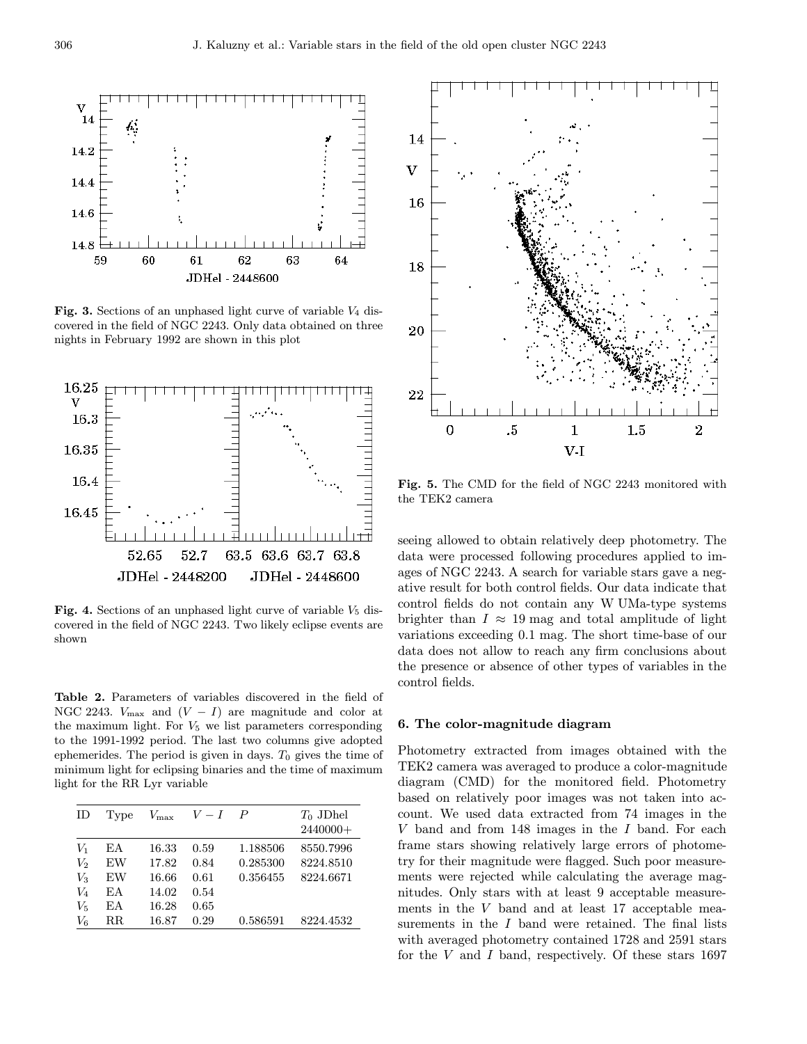**Fig. 3.** Sections of an unphased light curve of variable $V_4$ discovered in the field of NGC 2243. Only data obtained on three nights in February 1992 are shown in this plot

**Fig. 4.** Sections of an unphased light curve of variable $V_5$ discovered in the field of NGC 2243. Two likely eclipse events are shown

**Table 2.** Parameters of variables discovered in the field of NGC 2243. $V_{\max}$ and $(V-I)$ are magnitude and color at the maximum light. For $V_5$ we list parameters corresponding to the 1991-1992 period. The last two columns give adopted ephemerides. The period is given in days. $T_0$ gives the time of minimum light for eclipsing binaries and the time of maximum light for the RR Lyr variable

| ID | Type | $V_{\max}$ | $V-I$ | $P$ | $T_0$ JDhel 2440000+ |
|---|---|---|---|---|---|
| $V_1$ | EA | 16.33 | 0.59 | 1.188506 | 8550.7996 |
| $V_2$ | EW | 17.82 | 0.84 | 0.285300 | 8224.8510 |
| $V_3$ | EW | 16.66 | 0.61 | 0.356455 | 8224.6671 |
| $V_4$ | EA | 14.02 | 0.54 | | |
| $V_5$ | EA | 16.28 | 0.65 | | |
| $V_6$ | RR | 16.87 | 0.29 | 0.586591 | 8224.4532 |

**Fig. 5.** The CMD for the field of NGC 2243 monitored with the TEK2 camera

seeing allowed to obtain relatively deep photometry. The data were processed following procedures applied to images of NGC 2243. A search for variable stars gave a negative result for both control fields. Our data indicate that control fields do not contain any W UMa-type systems brighter than $I \approx 19$ mag and total amplitude of light variations exceeding 0.1 mag. The short time-base of our data does not allow to reach any firm conclusions about the presence or absence of other types of variables in the control fields.

## 6. The color-magnitude diagram

Photometry extracted from images obtained with the TEK2 camera was averaged to produce a color-magnitude diagram (CMD) for the monitored field. Photometry based on relatively poor images was not taken into account. We used data extracted from 74 images in the $V$ band and from 148 images in the $I$ band. For each frame stars showing relatively large errors of photometry for their magnitude were flagged. Such poor measurements were rejected while calculating the average magnitudes. Only stars with at least 9 acceptable measurements in the $V$ band and at least 17 acceptable measurements in the $I$ band were retained. The final lists with averaged photometry contained 1728 and 2591 stars for the $V$ and $I$ band, respectively. Of these stars 1697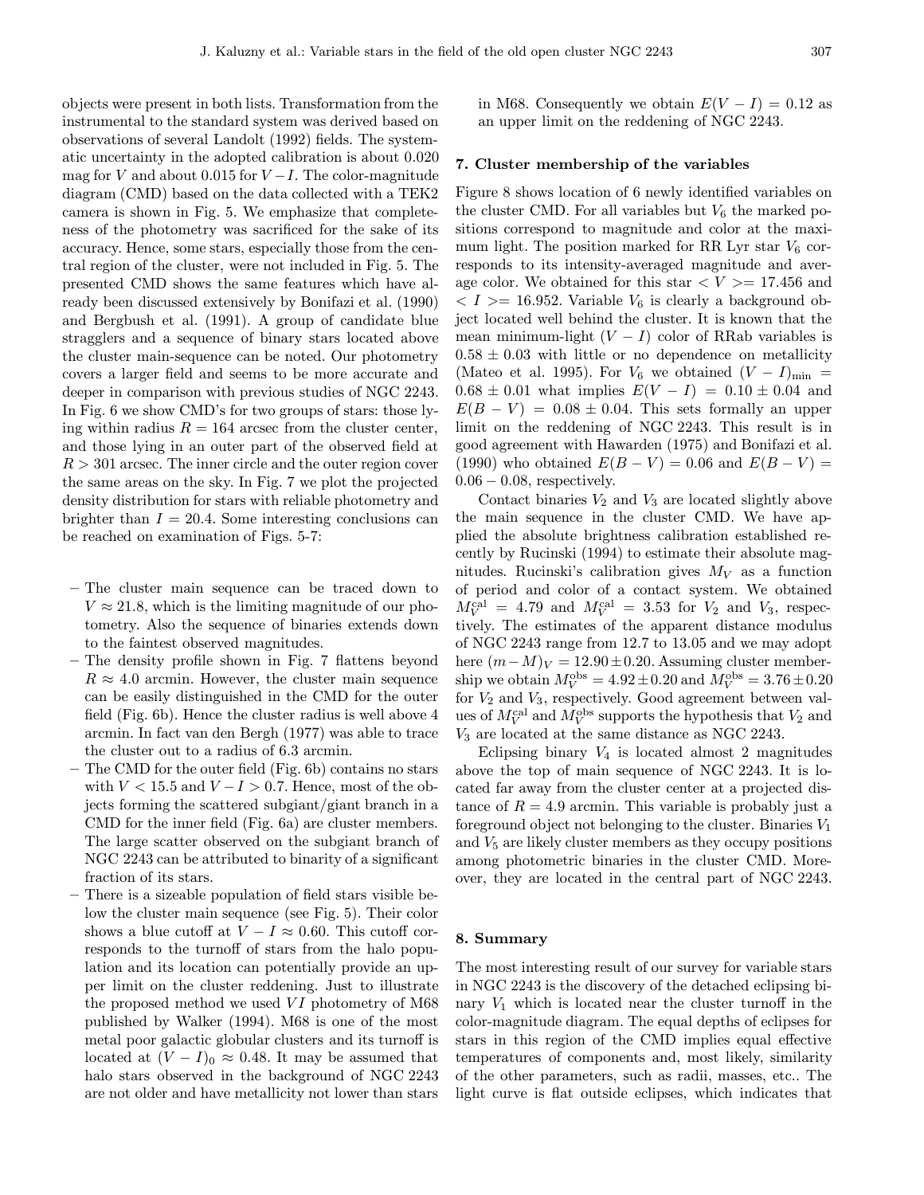objects were present in both lists. Transformation from the instrumental to the standard system was derived based on observations of several Landolt (1992) fields. The systematic uncertainty in the adopted calibration is about 0.020 mag for $V$ and about 0.015 for $V-I$. The color-magnitude diagram (CMD) based on the data collected with a TEK2 camera is shown in Fig. 5. We emphasize that completeness of the photometry was sacrificed for the sake of its accuracy. Hence, some stars, especially those from the central region of the cluster, were not included in Fig. 5. The presented CMD shows the same features which have already been discussed extensively by Bonifazi et al. (1990) and Bergbush et al. (1991). A group of candidate blue stragglers and a sequence of binary stars located above the cluster main-sequence can be noted. Our photometry covers a larger field and seems to be more accurate and deeper in comparison with previous studies of NGC 2243. In Fig. 6 we show CMD's for two groups of stars: those lying within radius $R = 164$ arcsec from the cluster center, and those lying in an outer part of the observed field at $R > 301$ arcsec. The inner circle and the outer region cover the same areas on the sky. In Fig. 7 we plot the projected density distribution for stars with reliable photometry and brighter than $I = 20.4$. Some interesting conclusions can be reached on examination of Figs. 5-7:

- The cluster main sequence can be traced down to $V \approx 21.8$, which is the limiting magnitude of our photometry. Also the sequence of binaries extends down to the faintest observed magnitudes.
- The density profile shown in Fig. 7 flattens beyond $R \approx 4.0$ arcmin. However, the cluster main sequence can be easily distinguished in the CMD for the outer field (Fig. 6b). Hence the cluster radius is well above 4 arcmin. In fact van den Bergh (1977) was able to trace the cluster out to a radius of 6.3 arcmin.
- The CMD for the outer field (Fig. 6b) contains no stars with $V < 15.5$ and $V - I > 0.7$. Hence, most of the objects forming the scattered subgiant/giant branch in a CMD for the inner field (Fig. 6a) are cluster members. The large scatter observed on the subgiant branch of NGC 2243 can be attributed to binarity of a significant fraction of its stars.
- There is a sizeable population of field stars visible below the cluster main sequence (see Fig. 5). Their color shows a blue cutoff at $V - I \approx 0.60$. This cutoff corresponds to the turnoff of stars from the halo population and its location can potentially provide an upper limit on the cluster reddening. Just to illustrate the proposed method we used $VI$ photometry of M68 published by Walker (1994). M68 is one of the most metal poor galactic globular clusters and its turnoff is located at $(V - I)_0 \approx 0.48$. It may be assumed that halo stars observed in the background of NGC 2243 are not older and have metallicity not lower than stars in M68. Consequently we obtain $E(V - I) = 0.12$ as an upper limit on the reddening of NGC 2243.

## 7. Cluster membership of the variables

Figure 8 shows location of 6 newly identified variables on the cluster CMD. For all variables but $V_6$ the marked positions correspond to magnitude and color at the maximum light. The position marked for RR Lyr star $V_6$ corresponds to its intensity-averaged magnitude and average color. We obtained for this star $<V>= 17.456$ and $<I>= 16.952$. Variable $V_6$ is clearly a background object located well behind the cluster. It is known that the mean minimum-light $(V - I)$ color of RRab variables is $0.58 \pm 0.03$ with little or no dependence on metallicity (Mateo et al. 1995). For $V_6$ we obtained $(V - I)_{\rm min} = 0.68 \pm 0.01$ what implies $E(V - I) = 0.10 \pm 0.04$ and $E(B - V) = 0.08 \pm 0.04$. This sets formally an upper limit on the reddening of NGC 2243. This result is in good agreement with Hawarden (1975) and Bonifazi et al. (1990) who obtained $E(B - V) = 0.06$ and $E(B - V) = 0.06 - 0.08$, respectively.

Contact binaries $V_2$ and $V_3$ are located slightly above the main sequence in the cluster CMD. We have applied the absolute brightness calibration established recently by Rucinski (1994) to estimate their absolute magnitudes. Rucinski's calibration gives $M_V$ as a function of period and color of a contact system. We obtained $M_V^{\rm cal} = 4.79$ and $M_V^{\rm cal} = 3.53$ for $V_2$ and $V_3$, respectively. The estimates of the apparent distance modulus of NGC 2243 range from 12.7 to 13.05 and we may adopt here $(m - M)_V = 12.90 \pm 0.20$. Assuming cluster membership we obtain $M_V^{\rm obs} = 4.92 \pm 0.20$ and $M_V^{\rm obs} = 3.76 \pm 0.20$ for $V_2$ and $V_3$, respectively. Good agreement between values of $M_V^{\rm cal}$ and $M_V^{\rm obs}$ supports the hypothesis that $V_2$ and $V_3$ are located at the same distance as NGC 2243.

Eclipsing binary $V_4$ is located almost 2 magnitudes above the top of main sequence of NGC 2243. It is located far away from the cluster center at a projected distance of $R = 4.9$ arcmin. This variable is probably just a foreground object not belonging to the cluster. Binaries $V_1$ and $V_5$ are likely cluster members as they occupy positions among photometric binaries in the cluster CMD. Moreover, they are located in the central part of NGC 2243.

## 8. Summary

The most interesting result of our survey for variable stars in NGC 2243 is the discovery of the detached eclipsing binary $V_1$ which is located near the cluster turnoff in the color-magnitude diagram. The equal depths of eclipses for stars in this region of the CMD implies equal effective temperatures of components and, most likely, similarity of the other parameters, such as radii, masses, etc.. The light curve is flat outside eclipses, which indicates that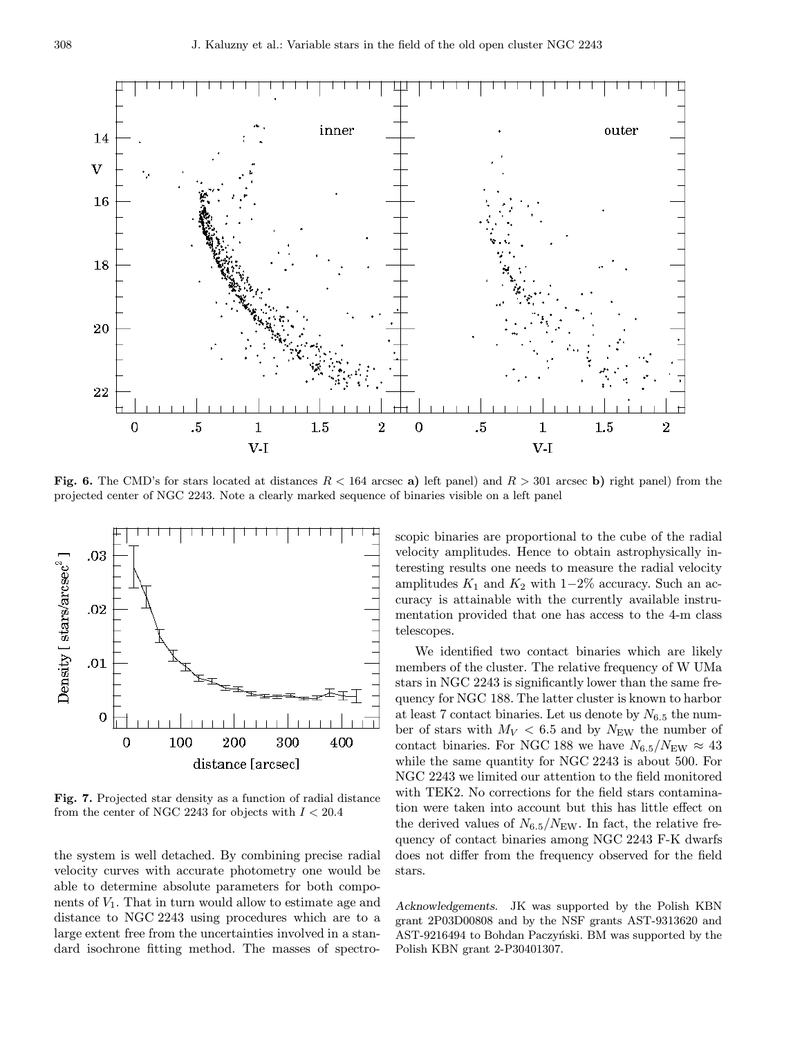**Fig. 6.** The CMD's for stars located at distances $R < 164$ arcsec **a)** left panel) and $R > 301$ arcsec **b)** right panel) from the projected center of NGC 2243. Note a clearly marked sequence of binaries visible on a left panel

**Fig. 7.** Projected star density as a function of radial distance from the center of NGC 2243 for objects with $I < 20.4$

the system is well detached. By combining precise radial velocity curves with accurate photometry one would be able to determine absolute parameters for both components of $V_1$. That in turn would allow to estimate age and distance to NGC 2243 using procedures which are to a large extent free from the uncertainties involved in a standard isochrone fitting method. The masses of spectroscopic binaries are proportional to the cube of the radial velocity amplitudes. Hence to obtain astrophysically interesting results one needs to measure the radial velocity amplitudes $K_1$ and $K_2$ with 1−2% accuracy. Such an accuracy is attainable with the currently available instrumentation provided that one has access to the 4-m class telescopes.

We identified two contact binaries which are likely members of the cluster. The relative frequency of W UMa stars in NGC 2243 is significantly lower than the same frequency for NGC 188. The latter cluster is known to harbor at least 7 contact binaries. Let us denote by $N_{6.5}$ the number of stars with $M_V < 6.5$ and by $N_{\rm EW}$ the number of contact binaries. For NGC 188 we have $N_{6.5}/N_{\rm EW} \approx 43$ while the same quantity for NGC 2243 is about 500. For NGC 2243 we limited our attention to the field monitored with TEK2. No corrections for the field stars contamination were taken into account but this has little effect on the derived values of $N_{6.5}/N_{\rm EW}$. In fact, the relative frequency of contact binaries among NGC 2243 F-K dwarfs does not differ from the frequency observed for the field stars.

*Acknowledgements.* JK was supported by the Polish KBN grant 2P03D00808 and by the NSF grants AST-9313620 and AST-9216494 to Bohdan Paczyński. BM was supported by the Polish KBN grant 2-P30401307.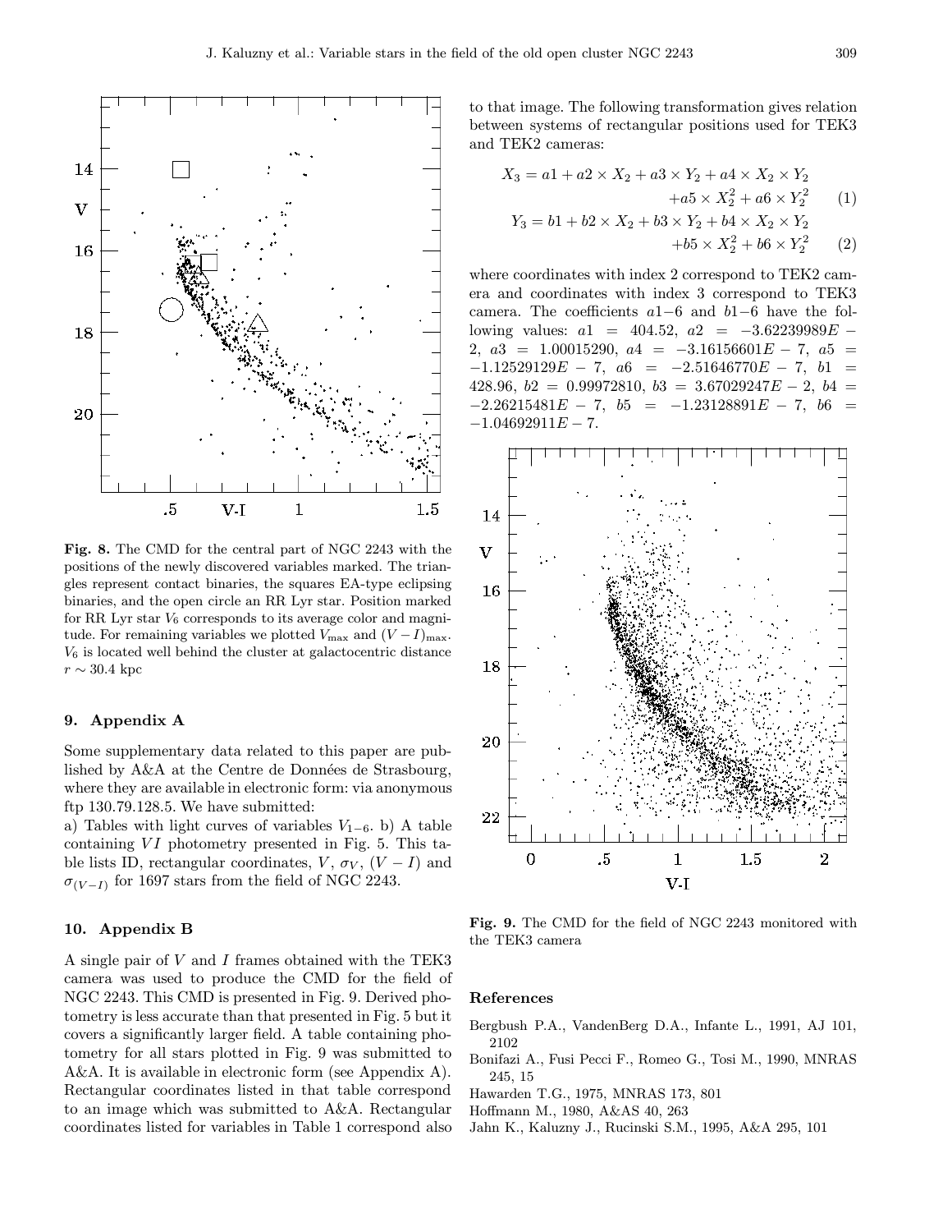**Fig. 8.** The CMD for the central part of NGC 2243 with the positions of the newly discovered variables marked. The triangles represent contact binaries, the squares EA-type eclipsing binaries, and the open circle an RR Lyr star. Position marked for RR Lyr star $V_6$ corresponds to its average color and magnitude. For remaining variables we plotted $V_{\rm max}$ and $(V-I)_{\rm max}$. $V_6$ is located well behind the cluster at galactocentric distance $r \sim 30.4$ kpc

## 9. Appendix A

Some supplementary data related to this paper are published by A&A at the Centre de Données de Strasbourg, where they are available in electronic form: via anonymous ftp 130.79.128.5. We have submitted:

a) Tables with light curves of variables $V_{1-6}$. b) A table containing $VI$ photometry presented in Fig. 5. This table lists ID, rectangular coordinates, $V$, $\sigma_V$, $(V-I)$ and $\sigma_{(V-I)}$ for 1697 stars from the field of NGC 2243.

## 10. Appendix B

A single pair of $V$ and $I$ frames obtained with the TEK3 camera was used to produce the CMD for the field of NGC 2243. This CMD is presented in Fig. 9. Derived photometry is less accurate than that presented in Fig. 5 but it covers a significantly larger field. A table containing photometry for all stars plotted in Fig. 9 was submitted to A&A. It is available in electronic form (see Appendix A). Rectangular coordinates listed in that table correspond to an image which was submitted to A&A. Rectangular coordinates listed for variables in Table 1 correspond also to that image. The following transformation gives relation between systems of rectangular positions used for TEK3 and TEK2 cameras:

$$X_3 = a1 + a2 \times X_2 + a3 \times Y_2 + a4 \times X_2 \times Y_2 + a5 \times X_2^2 + a6 \times Y_2^2 \quad (1)$$

$$Y_3 = b1 + b2 \times X_2 + b3 \times Y_2 + b4 \times X_2 \times Y_2 + b5 \times X_2^2 + b6 \times Y_2^2 \quad (2)$$

where coordinates with index 2 correspond to TEK2 camera and coordinates with index 3 correspond to TEK3 camera. The coefficients $a1-6$ and $b1-6$ have the following values: $a1 = 404.52$, $a2 = -3.62239989E-2$, $a3 = 1.00015290$, $a4 = -3.16156601E-7$, $a5 = -1.12529129E-7$, $a6 = -2.51646770E-7$, $b1 = 428.96$, $b2 = 0.99972810$, $b3 = 3.67029247E-2$, $b4 = -2.26215481E-7$, $b5 = -1.23128891E-7$, $b6 = -1.04692911E-7$.

**Fig. 9.** The CMD for the field of NGC 2243 monitored with the TEK3 camera

## References

Bergbush P.A., VandenBerg D.A., Infante L., 1991, AJ 101, 2102

Bonifazi A., Fusi Pecci F., Romeo G., Tosi M., 1990, MNRAS 245, 15

Hawarden T.G., 1975, MNRAS 173, 801

Hoffmann M., 1980, A&AS 40, 263

Jahn K., Kaluzny J., Rucinski S.M., 1995, A&A 295, 101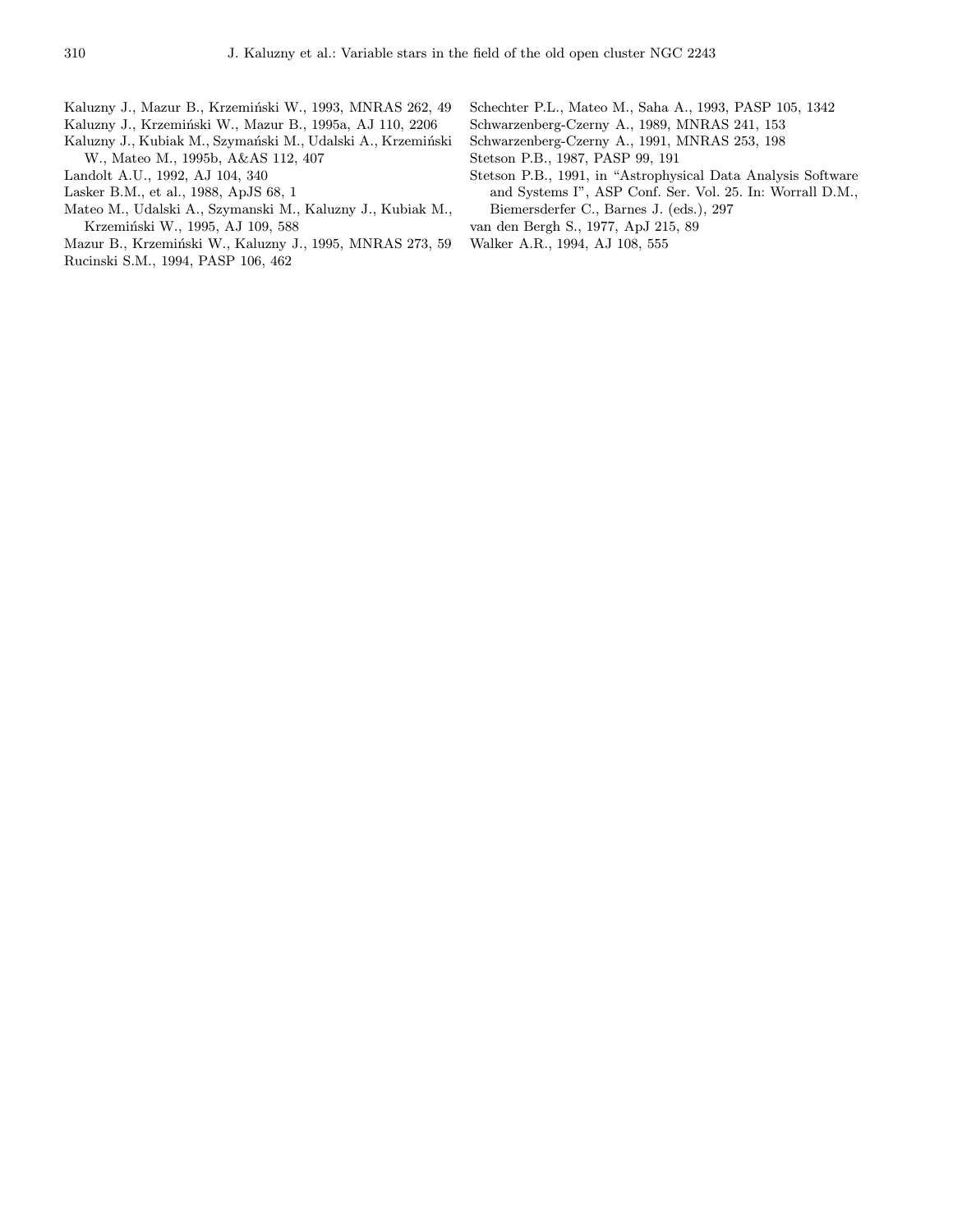Kaluzny J., Mazur B., Krzemiński W., 1993, MNRAS 262, 49

Kaluzny J., Krzemiński W., Mazur B., 1995a, AJ 110, 2206

Kaluzny J., Kubiak M., Szymański M., Udalski A., Krzemiński W., Mateo M., 1995b, A&AS 112, 407

Landolt A.U., 1992, AJ 104, 340

Lasker B.M., et al., 1988, ApJS 68, 1

Mateo M., Udalski A., Szymanski M., Kaluzny J., Kubiak M., Krzemiński W., 1995, AJ 109, 588

Mazur B., Krzemiński W., Kaluzny J., 1995, MNRAS 273, 59

Rucinski S.M., 1994, PASP 106, 462

Schechter P.L., Mateo M., Saha A., 1993, PASP 105, 1342

Schwarzenberg-Czerny A., 1989, MNRAS 241, 153

Schwarzenberg-Czerny A., 1991, MNRAS 253, 198

Stetson P.B., 1987, PASP 99, 191

Stetson P.B., 1991, in "Astrophysical Data Analysis Software and Systems I", ASP Conf. Ser. Vol. 25. In: Worrall D.M., Biemersderfer C., Barnes J. (eds.), 297

van den Bergh S., 1977, ApJ 215, 89

Walker A.R., 1994, AJ 108, 555